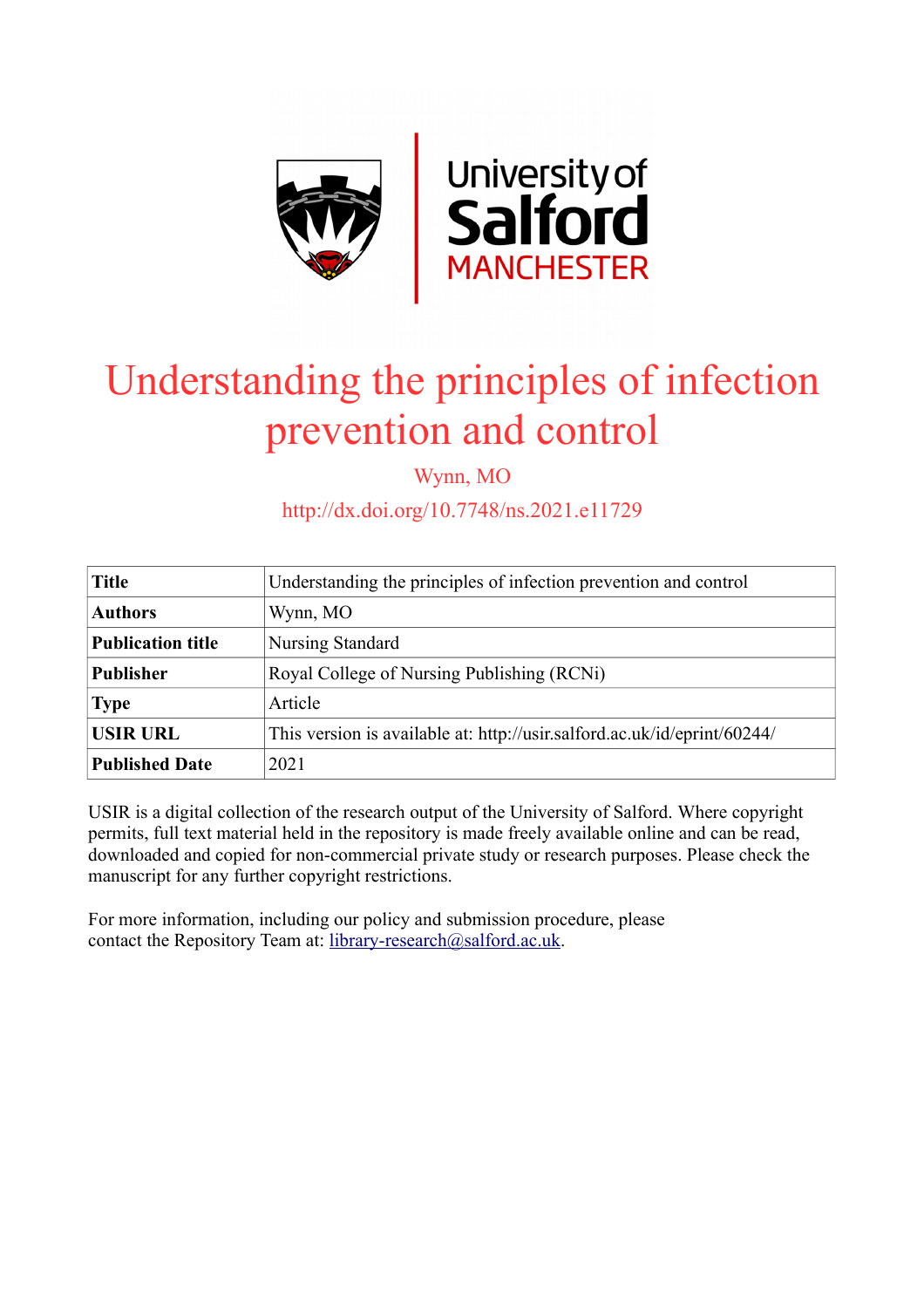# Understanding the principles of infection prevention and control

Wynn, MO

http://dx.doi.org/10.7748/ns.2021.e11729

| **Title** | Understanding the principles of infection prevention and control |
|---|---|
| **Authors** | Wynn, MO |
| **Publication title** | Nursing Standard |
| **Publisher** | Royal College of Nursing Publishing (RCNi) |
| **Type** | Article |
| **USIR URL** | This version is available at: http://usir.salford.ac.uk/id/eprint/60244/ |
| **Published Date** | 2021 |

USIR is a digital collection of the research output of the University of Salford. Where copyright permits, full text material held in the repository is made freely available online and can be read, downloaded and copied for non-commercial private study or research purposes. Please check the manuscript for any further copyright restrictions.

For more information, including our policy and submission procedure, please contact the Repository Team at: library-research@salford.ac.uk.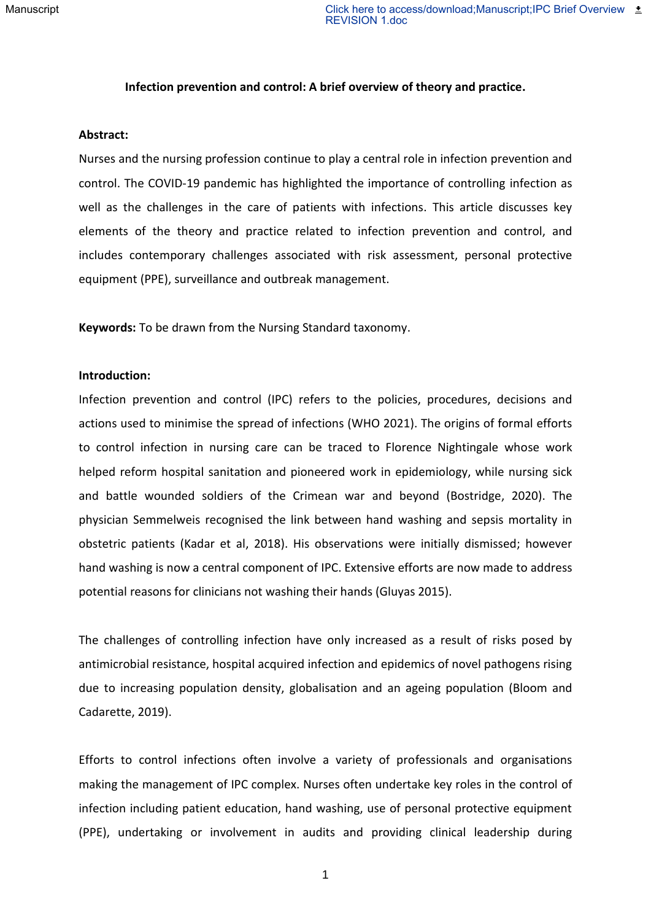**Infection prevention and control: A brief overview of theory and practice.**

**Abstract:**

Nurses and the nursing profession continue to play a central role in infection prevention and control. The COVID-19 pandemic has highlighted the importance of controlling infection as well as the challenges in the care of patients with infections. This article discusses key elements of the theory and practice related to infection prevention and control, and includes contemporary challenges associated with risk assessment, personal protective equipment (PPE), surveillance and outbreak management.

**Keywords:** To be drawn from the Nursing Standard taxonomy.

**Introduction:**

Infection prevention and control (IPC) refers to the policies, procedures, decisions and actions used to minimise the spread of infections (WHO 2021). The origins of formal efforts to control infection in nursing care can be traced to Florence Nightingale whose work helped reform hospital sanitation and pioneered work in epidemiology, while nursing sick and battle wounded soldiers of the Crimean war and beyond (Bostridge, 2020). The physician Semmelweis recognised the link between hand washing and sepsis mortality in obstetric patients (Kadar et al, 2018). His observations were initially dismissed; however hand washing is now a central component of IPC. Extensive efforts are now made to address potential reasons for clinicians not washing their hands (Gluyas 2015).

The challenges of controlling infection have only increased as a result of risks posed by antimicrobial resistance, hospital acquired infection and epidemics of novel pathogens rising due to increasing population density, globalisation and an ageing population (Bloom and Cadarette, 2019).

Efforts to control infections often involve a variety of professionals and organisations making the management of IPC complex. Nurses often undertake key roles in the control of infection including patient education, hand washing, use of personal protective equipment (PPE), undertaking or involvement in audits and providing clinical leadership during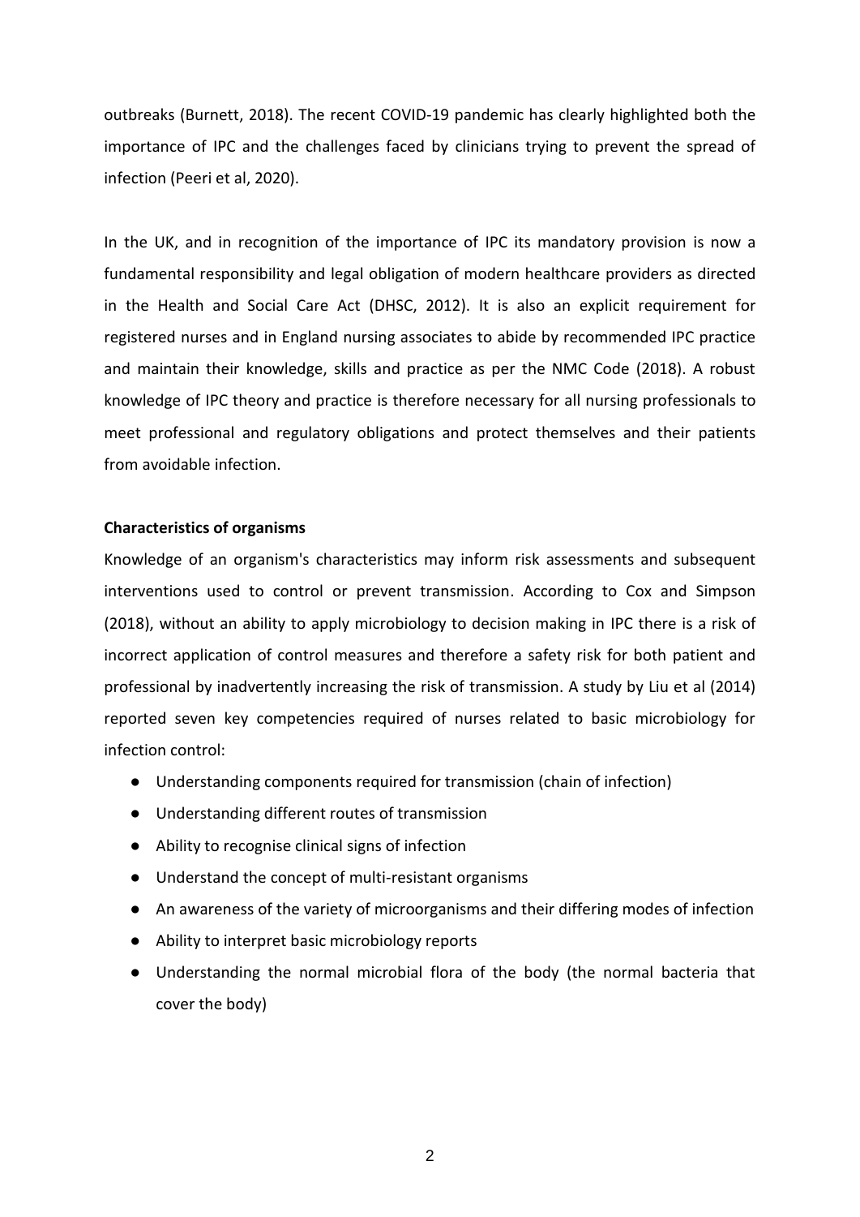outbreaks (Burnett, 2018). The recent COVID-19 pandemic has clearly highlighted both the importance of IPC and the challenges faced by clinicians trying to prevent the spread of infection (Peeri et al, 2020).

In the UK, and in recognition of the importance of IPC its mandatory provision is now a fundamental responsibility and legal obligation of modern healthcare providers as directed in the Health and Social Care Act (DHSC, 2012). It is also an explicit requirement for registered nurses and in England nursing associates to abide by recommended IPC practice and maintain their knowledge, skills and practice as per the NMC Code (2018). A robust knowledge of IPC theory and practice is therefore necessary for all nursing professionals to meet professional and regulatory obligations and protect themselves and their patients from avoidable infection.

**Characteristics of organisms**

Knowledge of an organism's characteristics may inform risk assessments and subsequent interventions used to control or prevent transmission. According to Cox and Simpson (2018), without an ability to apply microbiology to decision making in IPC there is a risk of incorrect application of control measures and therefore a safety risk for both patient and professional by inadvertently increasing the risk of transmission. A study by Liu et al (2014) reported seven key competencies required of nurses related to basic microbiology for infection control:

- Understanding components required for transmission (chain of infection)
- Understanding different routes of transmission
- Ability to recognise clinical signs of infection
- Understand the concept of multi-resistant organisms
- An awareness of the variety of microorganisms and their differing modes of infection
- Ability to interpret basic microbiology reports
- Understanding the normal microbial flora of the body (the normal bacteria that cover the body)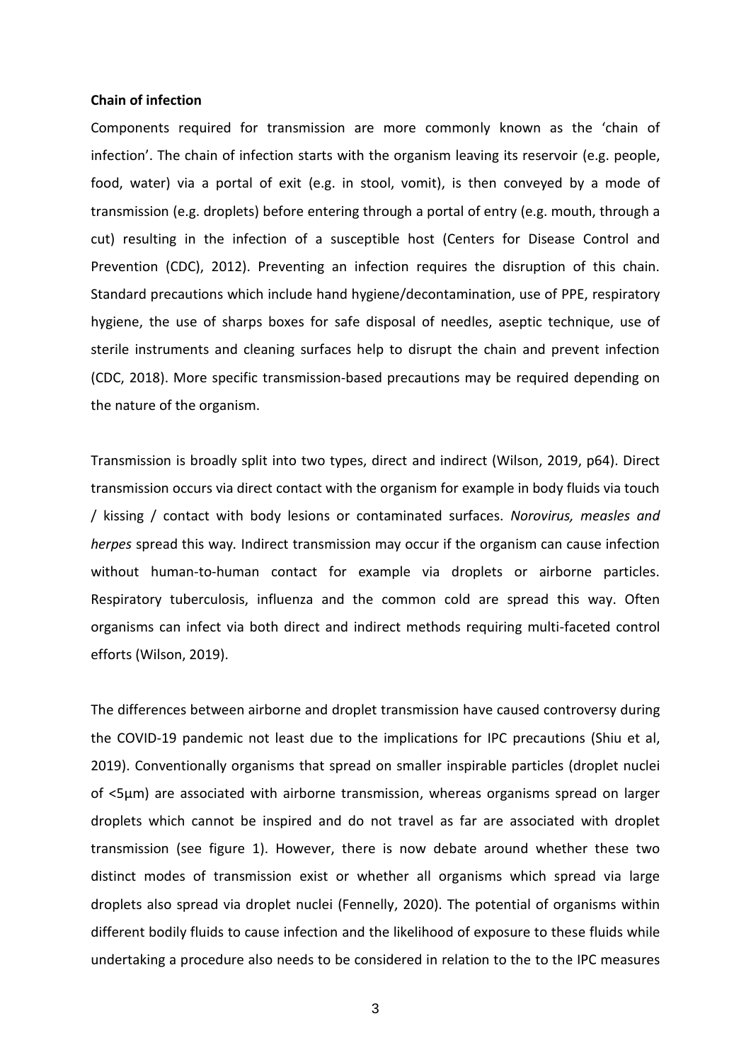**Chain of infection**

Components required for transmission are more commonly known as the 'chain of infection'. The chain of infection starts with the organism leaving its reservoir (e.g. people, food, water) via a portal of exit (e.g. in stool, vomit), is then conveyed by a mode of transmission (e.g. droplets) before entering through a portal of entry (e.g. mouth, through a cut) resulting in the infection of a susceptible host (Centers for Disease Control and Prevention (CDC), 2012). Preventing an infection requires the disruption of this chain. Standard precautions which include hand hygiene/decontamination, use of PPE, respiratory hygiene, the use of sharps boxes for safe disposal of needles, aseptic technique, use of sterile instruments and cleaning surfaces help to disrupt the chain and prevent infection (CDC, 2018). More specific transmission-based precautions may be required depending on the nature of the organism.

Transmission is broadly split into two types, direct and indirect (Wilson, 2019, p64). Direct transmission occurs via direct contact with the organism for example in body fluids via touch / kissing / contact with body lesions or contaminated surfaces. *Norovirus, measles and herpes* spread this way. Indirect transmission may occur if the organism can cause infection without human-to-human contact for example via droplets or airborne particles. Respiratory tuberculosis, influenza and the common cold are spread this way. Often organisms can infect via both direct and indirect methods requiring multi-faceted control efforts (Wilson, 2019).

The differences between airborne and droplet transmission have caused controversy during the COVID-19 pandemic not least due to the implications for IPC precautions (Shiu et al, 2019). Conventionally organisms that spread on smaller inspirable particles (droplet nuclei of <5µm) are associated with airborne transmission, whereas organisms spread on larger droplets which cannot be inspired and do not travel as far are associated with droplet transmission (see figure 1). However, there is now debate around whether these two distinct modes of transmission exist or whether all organisms which spread via large droplets also spread via droplet nuclei (Fennelly, 2020). The potential of organisms within different bodily fluids to cause infection and the likelihood of exposure to these fluids while undertaking a procedure also needs to be considered in relation to the to the IPC measures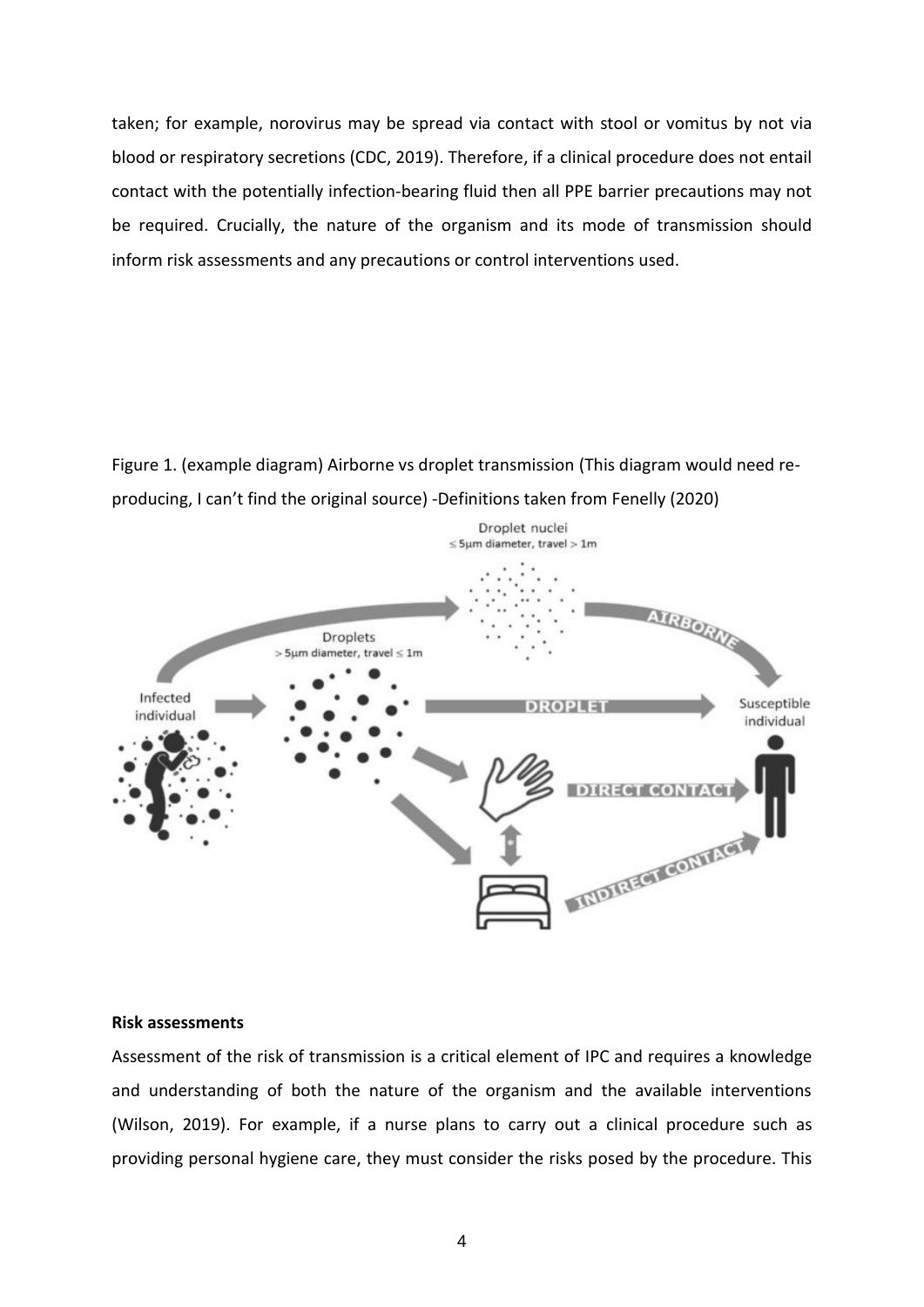taken; for example, norovirus may be spread via contact with stool or vomitus by not via blood or respiratory secretions (CDC, 2019). Therefore, if a clinical procedure does not entail contact with the potentially infection-bearing fluid then all PPE barrier precautions may not be required. Crucially, the nature of the organism and its mode of transmission should inform risk assessments and any precautions or control interventions used.

Figure 1. (example diagram) Airborne vs droplet transmission (This diagram would need re-producing, I can't find the original source) -Definitions taken from Fenelly (2020)

**Risk assessments**

Assessment of the risk of transmission is a critical element of IPC and requires a knowledge and understanding of both the nature of the organism and the available interventions (Wilson, 2019). For example, if a nurse plans to carry out a clinical procedure such as providing personal hygiene care, they must consider the risks posed by the procedure. This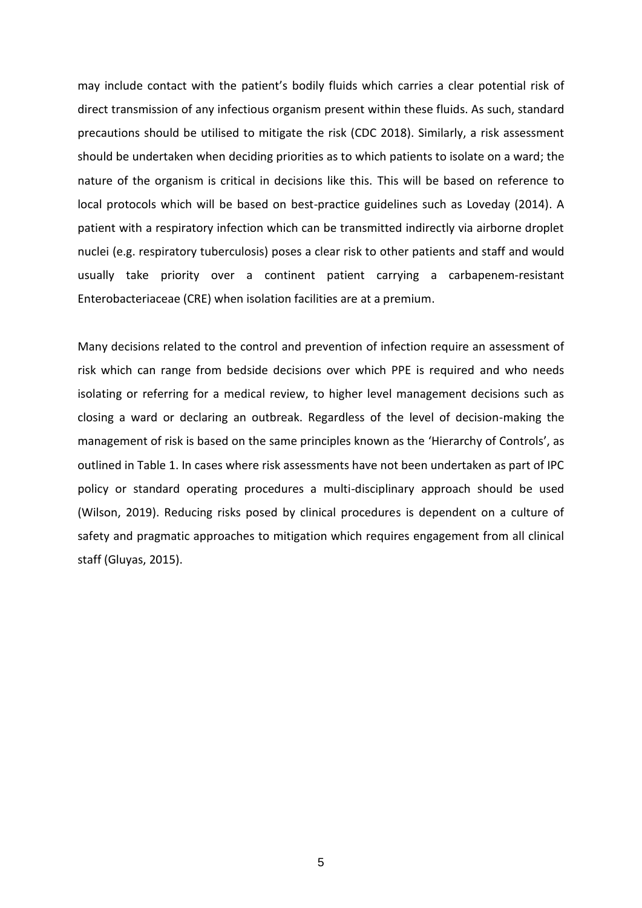may include contact with the patient's bodily fluids which carries a clear potential risk of direct transmission of any infectious organism present within these fluids. As such, standard precautions should be utilised to mitigate the risk (CDC 2018). Similarly, a risk assessment should be undertaken when deciding priorities as to which patients to isolate on a ward; the nature of the organism is critical in decisions like this. This will be based on reference to local protocols which will be based on best-practice guidelines such as Loveday (2014). A patient with a respiratory infection which can be transmitted indirectly via airborne droplet nuclei (e.g. respiratory tuberculosis) poses a clear risk to other patients and staff and would usually take priority over a continent patient carrying a carbapenem-resistant Enterobacteriaceae (CRE) when isolation facilities are at a premium.

Many decisions related to the control and prevention of infection require an assessment of risk which can range from bedside decisions over which PPE is required and who needs isolating or referring for a medical review, to higher level management decisions such as closing a ward or declaring an outbreak. Regardless of the level of decision-making the management of risk is based on the same principles known as the 'Hierarchy of Controls', as outlined in Table 1. In cases where risk assessments have not been undertaken as part of IPC policy or standard operating procedures a multi-disciplinary approach should be used (Wilson, 2019). Reducing risks posed by clinical procedures is dependent on a culture of safety and pragmatic approaches to mitigation which requires engagement from all clinical staff (Gluyas, 2015).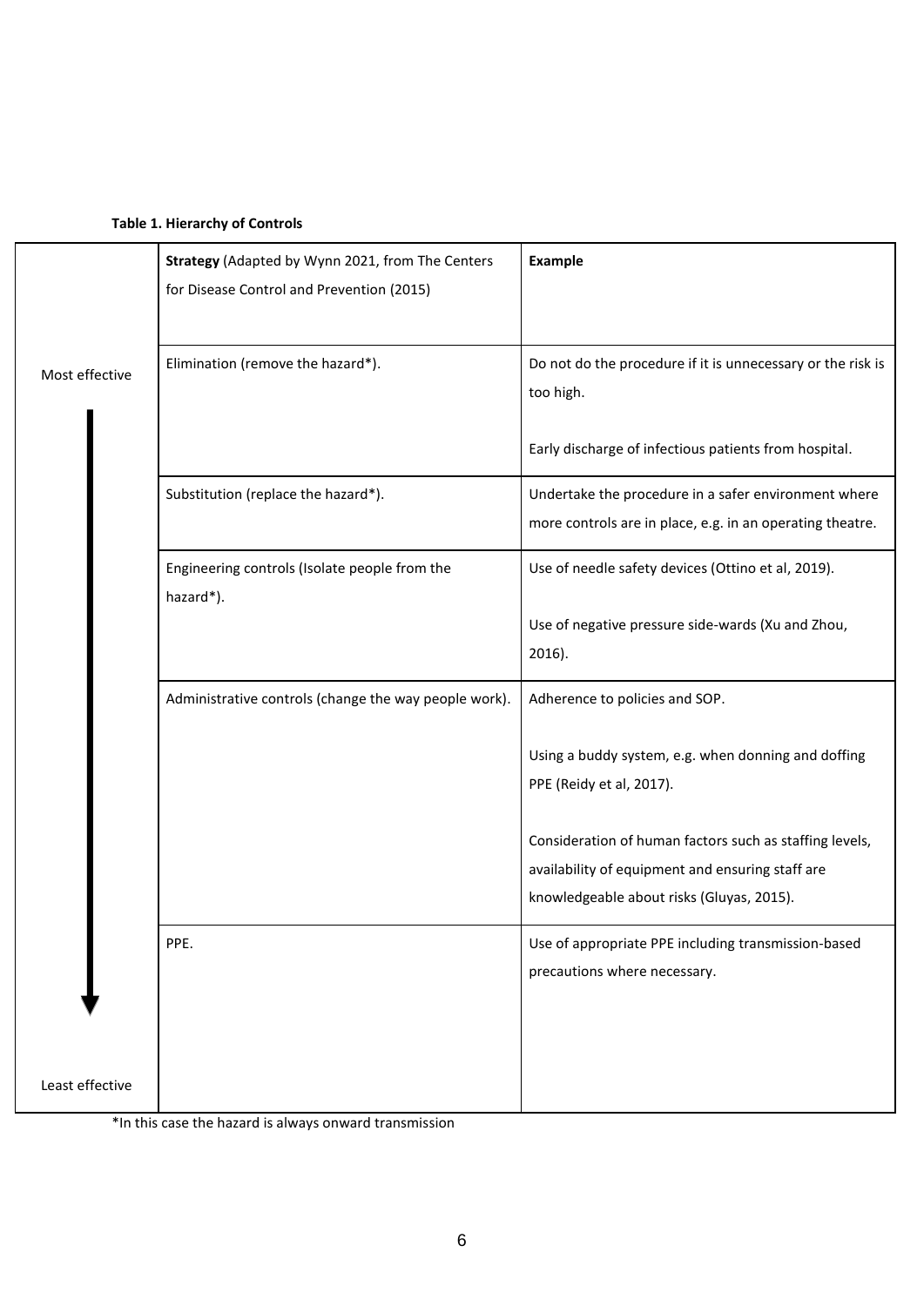**Table 1. Hierarchy of Controls**

| | **Strategy** (Adapted by Wynn 2021, from The Centers for Disease Control and Prevention (2015) | **Example** |
|---|---|---|
| Most effective | Elimination (remove the hazard*). | Do not do the procedure if it is unnecessary or the risk is too high.<br><br>Early discharge of infectious patients from hospital. |
| | Substitution (replace the hazard*). | Undertake the procedure in a safer environment where more controls are in place, e.g. in an operating theatre. |
| | Engineering controls (Isolate people from the hazard*). | Use of needle safety devices (Ottino et al, 2019).<br><br>Use of negative pressure side-wards (Xu and Zhou, 2016). |
| | Administrative controls (change the way people work). | Adherence to policies and SOP.<br><br>Using a buddy system, e.g. when donning and doffing PPE (Reidy et al, 2017).<br><br>Consideration of human factors such as staffing levels, availability of equipment and ensuring staff are knowledgeable about risks (Gluyas, 2015). |
| Least effective | PPE. | Use of appropriate PPE including transmission-based precautions where necessary. |

*In this case the hazard is always onward transmission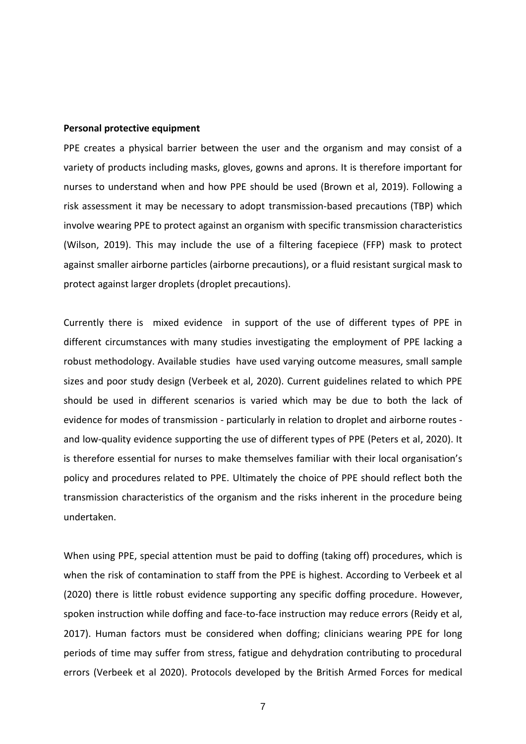**Personal protective equipment**

PPE creates a physical barrier between the user and the organism and may consist of a variety of products including masks, gloves, gowns and aprons. It is therefore important for nurses to understand when and how PPE should be used (Brown et al, 2019). Following a risk assessment it may be necessary to adopt transmission-based precautions (TBP) which involve wearing PPE to protect against an organism with specific transmission characteristics (Wilson, 2019). This may include the use of a filtering facepiece (FFP) mask to protect against smaller airborne particles (airborne precautions), or a fluid resistant surgical mask to protect against larger droplets (droplet precautions).

Currently there is mixed evidence in support of the use of different types of PPE in different circumstances with many studies investigating the employment of PPE lacking a robust methodology. Available studies have used varying outcome measures, small sample sizes and poor study design (Verbeek et al, 2020). Current guidelines related to which PPE should be used in different scenarios is varied which may be due to both the lack of evidence for modes of transmission - particularly in relation to droplet and airborne routes - and low-quality evidence supporting the use of different types of PPE (Peters et al, 2020). It is therefore essential for nurses to make themselves familiar with their local organisation's policy and procedures related to PPE. Ultimately the choice of PPE should reflect both the transmission characteristics of the organism and the risks inherent in the procedure being undertaken.

When using PPE, special attention must be paid to doffing (taking off) procedures, which is when the risk of contamination to staff from the PPE is highest. According to Verbeek et al (2020) there is little robust evidence supporting any specific doffing procedure. However, spoken instruction while doffing and face-to-face instruction may reduce errors (Reidy et al, 2017). Human factors must be considered when doffing; clinicians wearing PPE for long periods of time may suffer from stress, fatigue and dehydration contributing to procedural errors (Verbeek et al 2020). Protocols developed by the British Armed Forces for medical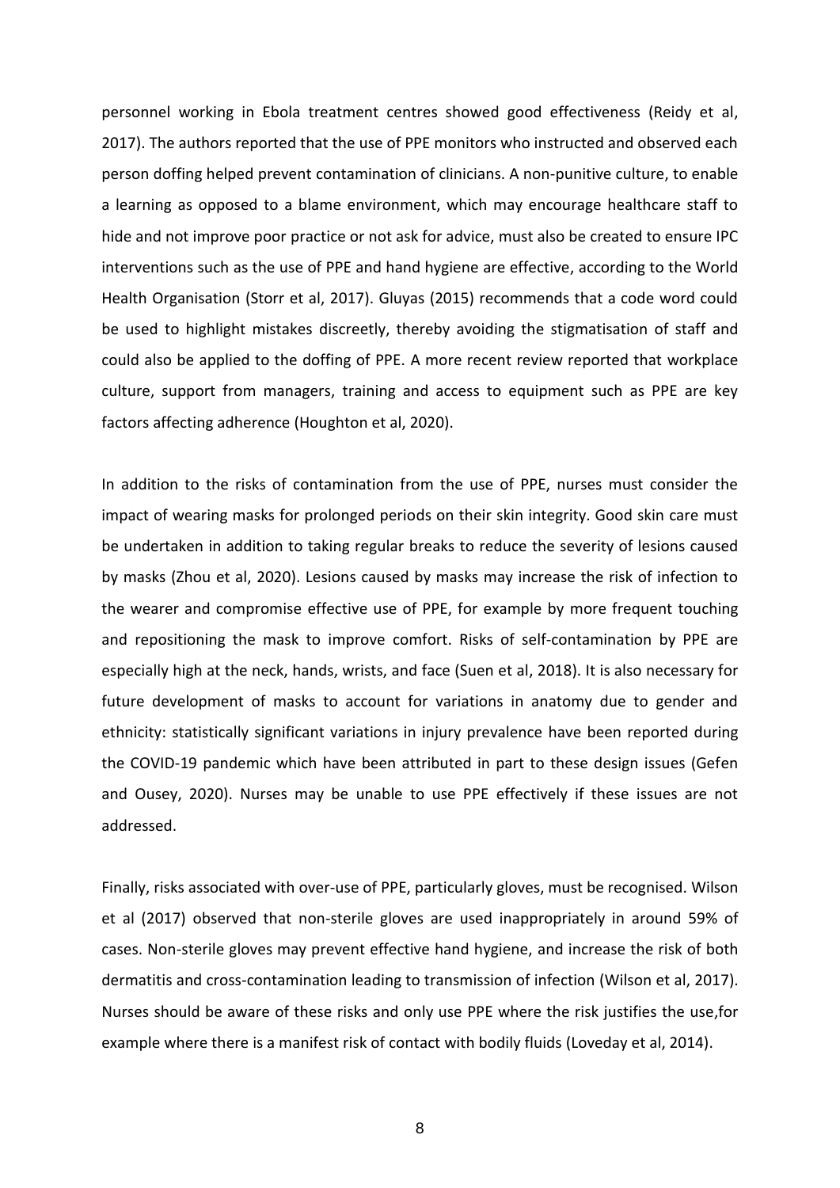personnel working in Ebola treatment centres showed good effectiveness (Reidy et al, 2017). The authors reported that the use of PPE monitors who instructed and observed each person doffing helped prevent contamination of clinicians. A non-punitive culture, to enable a learning as opposed to a blame environment, which may encourage healthcare staff to hide and not improve poor practice or not ask for advice, must also be created to ensure IPC interventions such as the use of PPE and hand hygiene are effective, according to the World Health Organisation (Storr et al, 2017). Gluyas (2015) recommends that a code word could be used to highlight mistakes discreetly, thereby avoiding the stigmatisation of staff and could also be applied to the doffing of PPE. A more recent review reported that workplace culture, support from managers, training and access to equipment such as PPE are key factors affecting adherence (Houghton et al, 2020).

In addition to the risks of contamination from the use of PPE, nurses must consider the impact of wearing masks for prolonged periods on their skin integrity. Good skin care must be undertaken in addition to taking regular breaks to reduce the severity of lesions caused by masks (Zhou et al, 2020). Lesions caused by masks may increase the risk of infection to the wearer and compromise effective use of PPE, for example by more frequent touching and repositioning the mask to improve comfort. Risks of self-contamination by PPE are especially high at the neck, hands, wrists, and face (Suen et al, 2018). It is also necessary for future development of masks to account for variations in anatomy due to gender and ethnicity: statistically significant variations in injury prevalence have been reported during the COVID-19 pandemic which have been attributed in part to these design issues (Gefen and Ousey, 2020). Nurses may be unable to use PPE effectively if these issues are not addressed.

Finally, risks associated with over-use of PPE, particularly gloves, must be recognised. Wilson et al (2017) observed that non-sterile gloves are used inappropriately in around 59% of cases. Non-sterile gloves may prevent effective hand hygiene, and increase the risk of both dermatitis and cross-contamination leading to transmission of infection (Wilson et al, 2017). Nurses should be aware of these risks and only use PPE where the risk justifies the use,for example where there is a manifest risk of contact with bodily fluids (Loveday et al, 2014).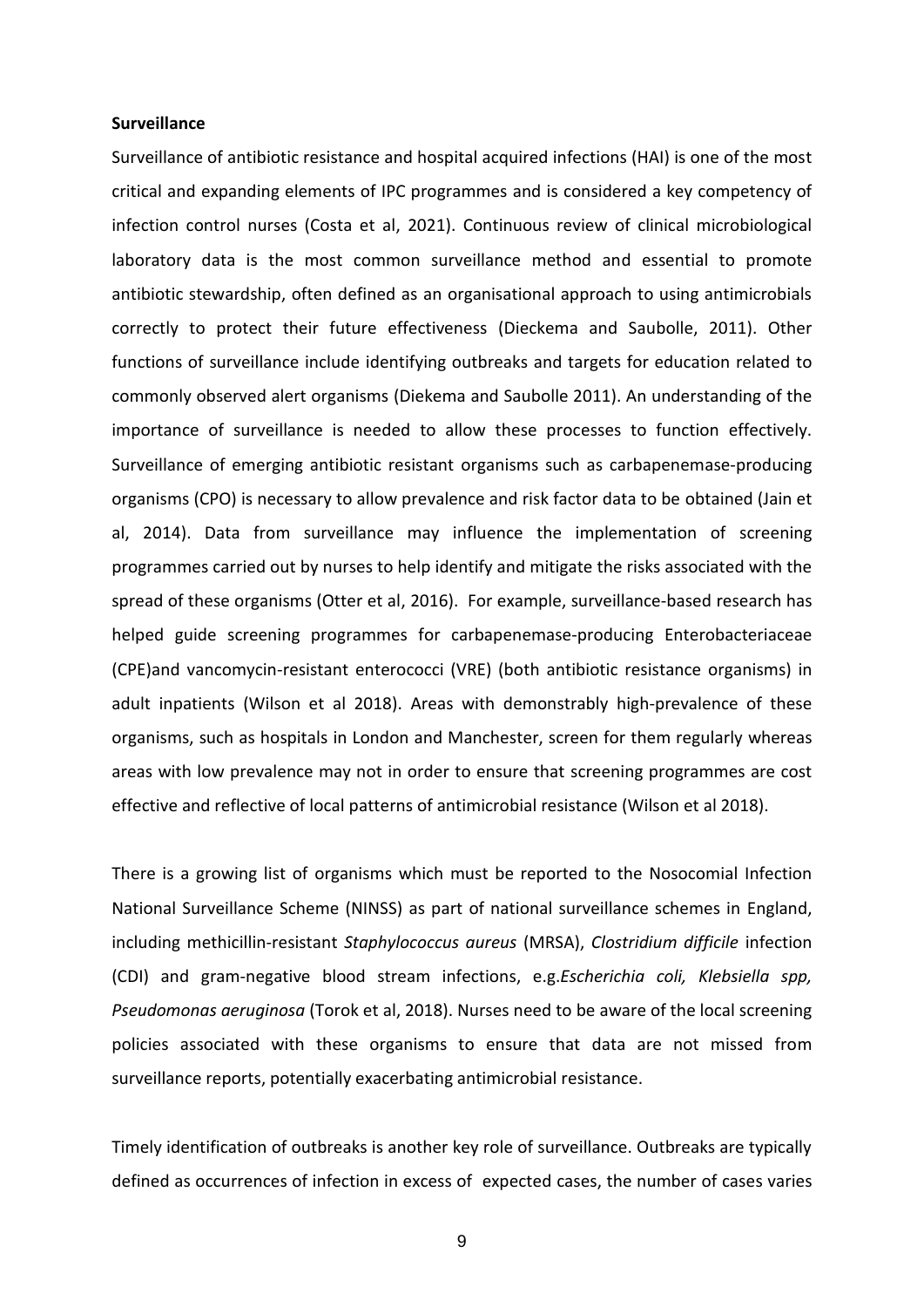**Surveillance**

Surveillance of antibiotic resistance and hospital acquired infections (HAI) is one of the most critical and expanding elements of IPC programmes and is considered a key competency of infection control nurses (Costa et al, 2021). Continuous review of clinical microbiological laboratory data is the most common surveillance method and essential to promote antibiotic stewardship, often defined as an organisational approach to using antimicrobials correctly to protect their future effectiveness (Dieckema and Saubolle, 2011). Other functions of surveillance include identifying outbreaks and targets for education related to commonly observed alert organisms (Diekema and Saubolle 2011). An understanding of the importance of surveillance is needed to allow these processes to function effectively. Surveillance of emerging antibiotic resistant organisms such as carbapenemase-producing organisms (CPO) is necessary to allow prevalence and risk factor data to be obtained (Jain et al, 2014). Data from surveillance may influence the implementation of screening programmes carried out by nurses to help identify and mitigate the risks associated with the spread of these organisms (Otter et al, 2016). For example, surveillance-based research has helped guide screening programmes for carbapenemase-producing Enterobacteriaceae (CPE)and vancomycin-resistant enterococci (VRE) (both antibiotic resistance organisms) in adult inpatients (Wilson et al 2018). Areas with demonstrably high-prevalence of these organisms, such as hospitals in London and Manchester, screen for them regularly whereas areas with low prevalence may not in order to ensure that screening programmes are cost effective and reflective of local patterns of antimicrobial resistance (Wilson et al 2018).

There is a growing list of organisms which must be reported to the Nosocomial Infection National Surveillance Scheme (NINSS) as part of national surveillance schemes in England, including methicillin-resistant *Staphylococcus aureus* (MRSA), *Clostridium difficile* infection (CDI) and gram-negative blood stream infections, e.g.*Escherichia coli, Klebsiella spp, Pseudomonas aeruginosa* (Torok et al, 2018). Nurses need to be aware of the local screening policies associated with these organisms to ensure that data are not missed from surveillance reports, potentially exacerbating antimicrobial resistance.

Timely identification of outbreaks is another key role of surveillance. Outbreaks are typically defined as occurrences of infection in excess of expected cases, the number of cases varies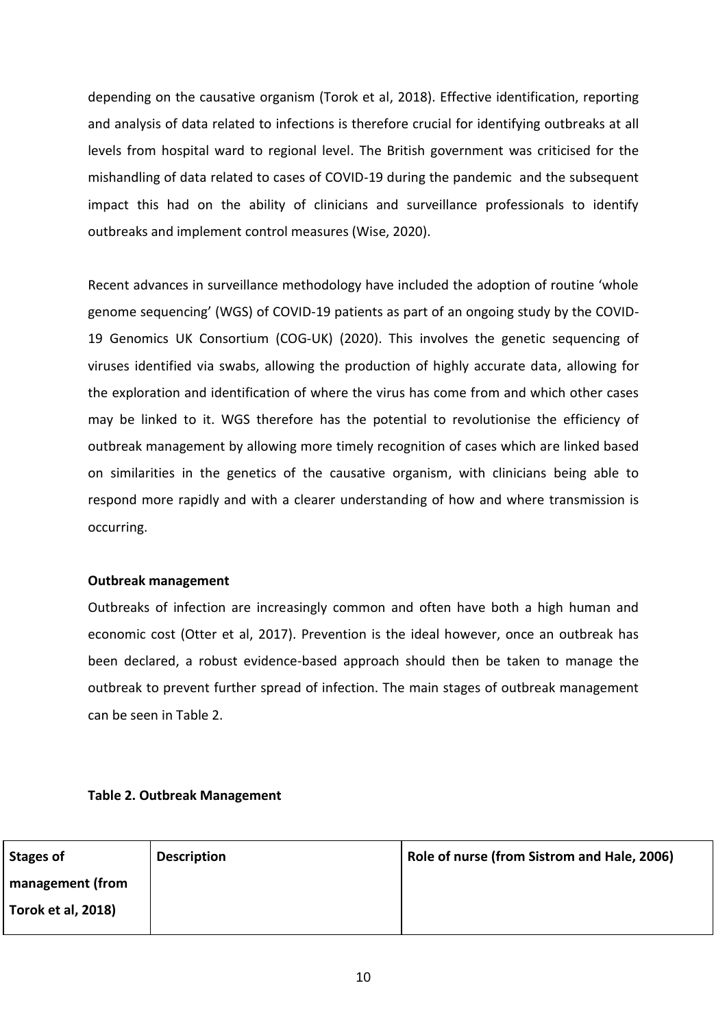depending on the causative organism (Torok et al, 2018). Effective identification, reporting and analysis of data related to infections is therefore crucial for identifying outbreaks at all levels from hospital ward to regional level. The British government was criticised for the mishandling of data related to cases of COVID-19 during the pandemic and the subsequent impact this had on the ability of clinicians and surveillance professionals to identify outbreaks and implement control measures (Wise, 2020).

Recent advances in surveillance methodology have included the adoption of routine 'whole genome sequencing' (WGS) of COVID-19 patients as part of an ongoing study by the COVID-19 Genomics UK Consortium (COG-UK) (2020). This involves the genetic sequencing of viruses identified via swabs, allowing the production of highly accurate data, allowing for the exploration and identification of where the virus has come from and which other cases may be linked to it. WGS therefore has the potential to revolutionise the efficiency of outbreak management by allowing more timely recognition of cases which are linked based on similarities in the genetics of the causative organism, with clinicians being able to respond more rapidly and with a clearer understanding of how and where transmission is occurring.

**Outbreak management**

Outbreaks of infection are increasingly common and often have both a high human and economic cost (Otter et al, 2017). Prevention is the ideal however, once an outbreak has been declared, a robust evidence-based approach should then be taken to manage the outbreak to prevent further spread of infection. The main stages of outbreak management can be seen in Table 2.

**Table 2. Outbreak Management**

| Stages of management (from Torok et al, 2018) | Description | Role of nurse (from Sistrom and Hale, 2006) |
|---|---|---|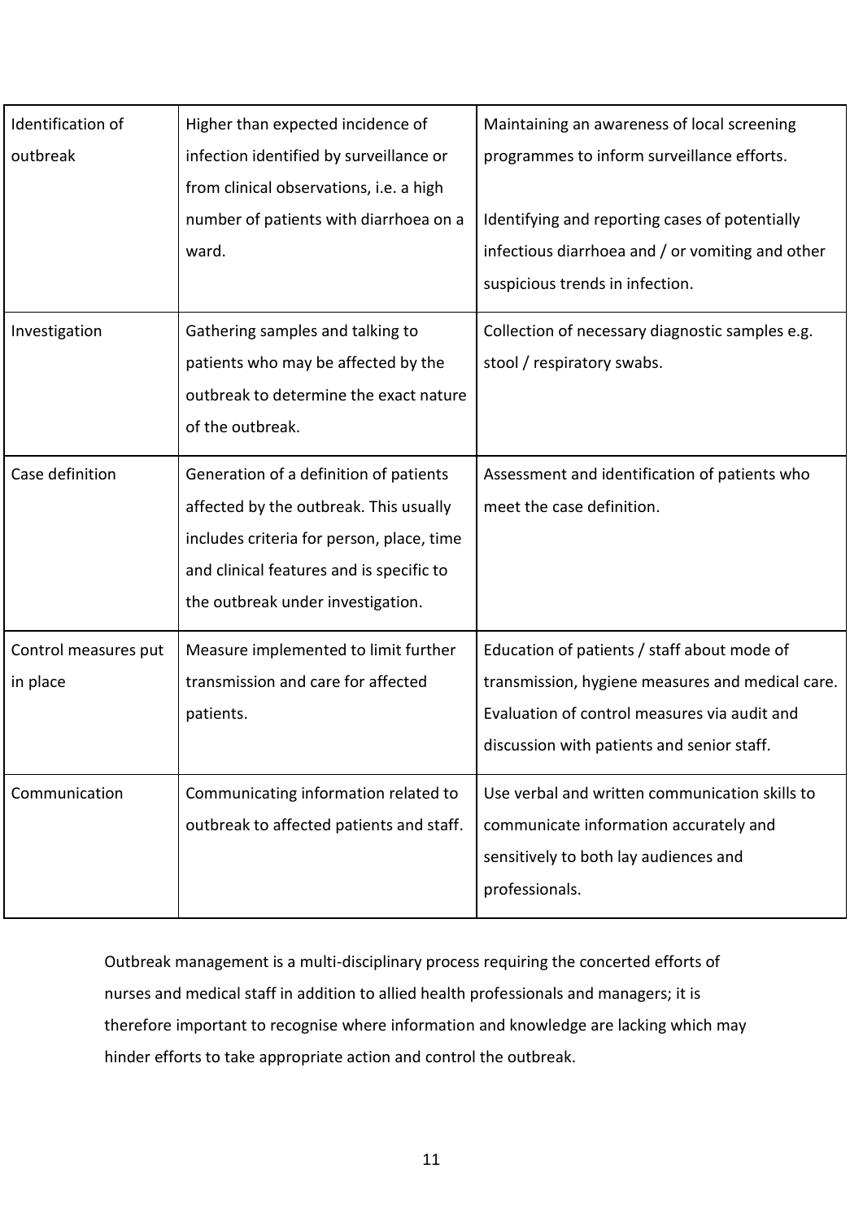| | | |
|---|---|---|
| Identification of outbreak | Higher than expected incidence of infection identified by surveillance or from clinical observations, i.e. a high number of patients with diarrhoea on a ward. | Maintaining an awareness of local screening programmes to inform surveillance efforts.<br><br>Identifying and reporting cases of potentially infectious diarrhoea and / or vomiting and other suspicious trends in infection. |
| Investigation | Gathering samples and talking to patients who may be affected by the outbreak to determine the exact nature of the outbreak. | Collection of necessary diagnostic samples e.g. stool / respiratory swabs. |
| Case definition | Generation of a definition of patients affected by the outbreak. This usually includes criteria for person, place, time and clinical features and is specific to the outbreak under investigation. | Assessment and identification of patients who meet the case definition. |
| Control measures put in place | Measure implemented to limit further transmission and care for affected patients. | Education of patients / staff about mode of transmission, hygiene measures and medical care. Evaluation of control measures via audit and discussion with patients and senior staff. |
| Communication | Communicating information related to outbreak to affected patients and staff. | Use verbal and written communication skills to communicate information accurately and sensitively to both lay audiences and professionals. |

Outbreak management is a multi-disciplinary process requiring the concerted efforts of nurses and medical staff in addition to allied health professionals and managers; it is therefore important to recognise where information and knowledge are lacking which may hinder efforts to take appropriate action and control the outbreak.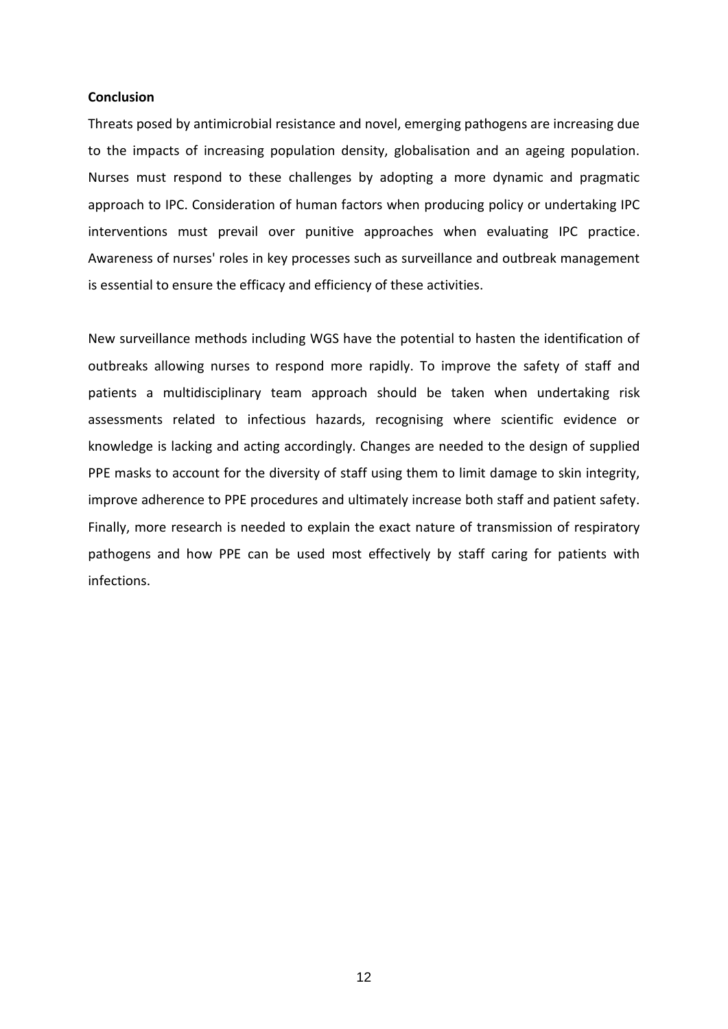## Conclusion

Threats posed by antimicrobial resistance and novel, emerging pathogens are increasing due to the impacts of increasing population density, globalisation and an ageing population. Nurses must respond to these challenges by adopting a more dynamic and pragmatic approach to IPC. Consideration of human factors when producing policy or undertaking IPC interventions must prevail over punitive approaches when evaluating IPC practice. Awareness of nurses' roles in key processes such as surveillance and outbreak management is essential to ensure the efficacy and efficiency of these activities.

New surveillance methods including WGS have the potential to hasten the identification of outbreaks allowing nurses to respond more rapidly. To improve the safety of staff and patients a multidisciplinary team approach should be taken when undertaking risk assessments related to infectious hazards, recognising where scientific evidence or knowledge is lacking and acting accordingly. Changes are needed to the design of supplied PPE masks to account for the diversity of staff using them to limit damage to skin integrity, improve adherence to PPE procedures and ultimately increase both staff and patient safety. Finally, more research is needed to explain the exact nature of transmission of respiratory pathogens and how PPE can be used most effectively by staff caring for patients with infections.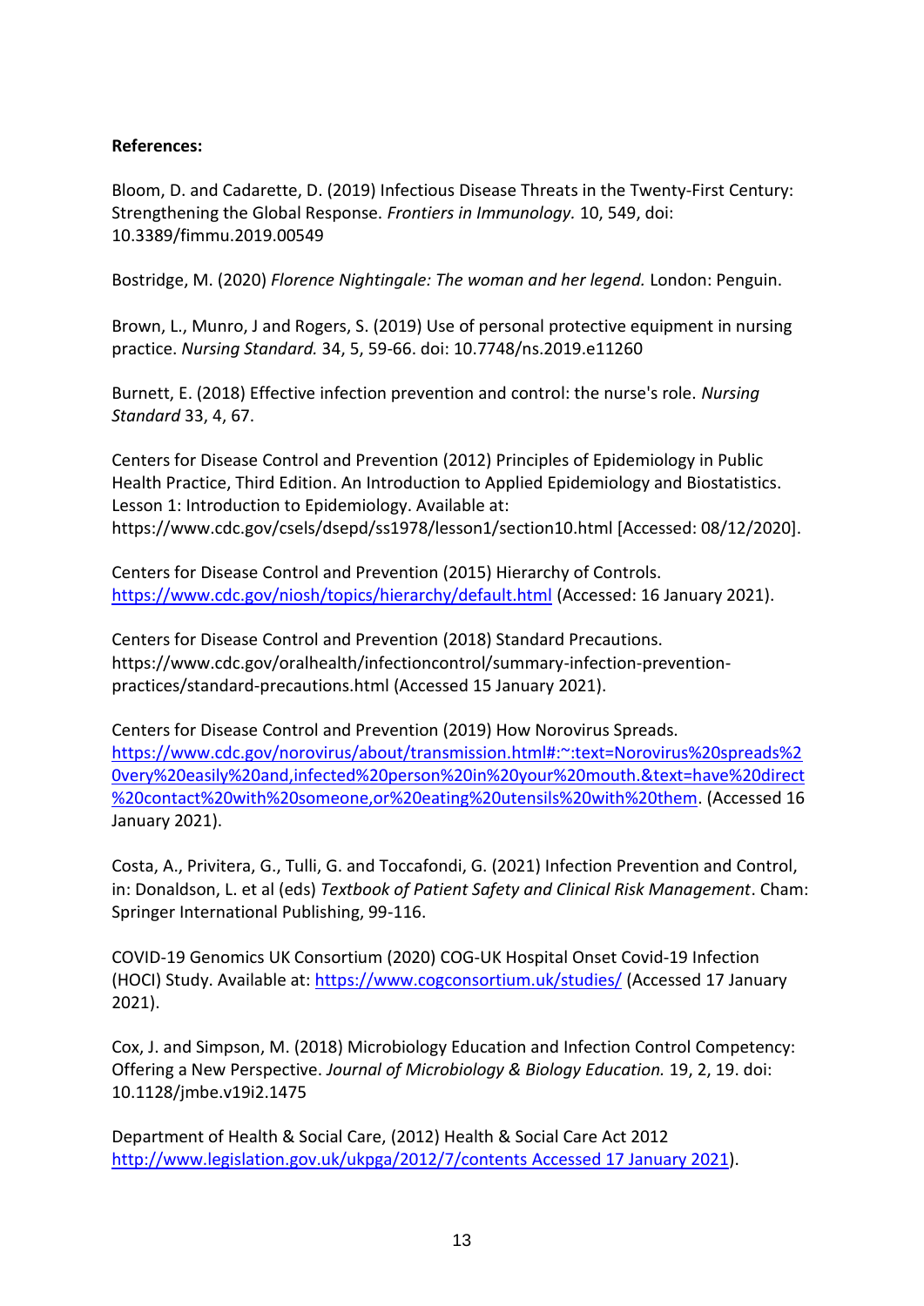**References:**

Bloom, D. and Cadarette, D. (2019) Infectious Disease Threats in the Twenty-First Century: Strengthening the Global Response. *Frontiers in Immunology.* 10, 549, doi: 10.3389/fimmu.2019.00549

Bostridge, M. (2020) *Florence Nightingale: The woman and her legend.* London: Penguin.

Brown, L., Munro, J and Rogers, S. (2019) Use of personal protective equipment in nursing practice. *Nursing Standard.* 34, 5, 59-66. doi: 10.7748/ns.2019.e11260

Burnett, E. (2018) Effective infection prevention and control: the nurse's role. *Nursing Standard* 33, 4, 67.

Centers for Disease Control and Prevention (2012) Principles of Epidemiology in Public Health Practice, Third Edition. An Introduction to Applied Epidemiology and Biostatistics. Lesson 1: Introduction to Epidemiology. Available at: https://www.cdc.gov/csels/dsepd/ss1978/lesson1/section10.html [Accessed: 08/12/2020].

Centers for Disease Control and Prevention (2015) Hierarchy of Controls. https://www.cdc.gov/niosh/topics/hierarchy/default.html (Accessed: 16 January 2021).

Centers for Disease Control and Prevention (2018) Standard Precautions. https://www.cdc.gov/oralhealth/infectioncontrol/summary-infection-prevention-practices/standard-precautions.html (Accessed 15 January 2021).

Centers for Disease Control and Prevention (2019) How Norovirus Spreads. https://www.cdc.gov/norovirus/about/transmission.html#:~:text=Norovirus%20spreads%20very%20easily%20and,infected%20person%20in%20your%20mouth.&text=have%20direct%20contact%20with%20someone,or%20eating%20utensils%20with%20them. (Accessed 16 January 2021).

Costa, A., Privitera, G., Tulli, G. and Toccafondi, G. (2021) Infection Prevention and Control, in: Donaldson, L. et al (eds) *Textbook of Patient Safety and Clinical Risk Management*. Cham: Springer International Publishing, 99-116.

COVID-19 Genomics UK Consortium (2020) COG-UK Hospital Onset Covid-19 Infection (HOCI) Study. Available at: https://www.cogconsortium.uk/studies/ (Accessed 17 January 2021).

Cox, J. and Simpson, M. (2018) Microbiology Education and Infection Control Competency: Offering a New Perspective. *Journal of Microbiology & Biology Education.* 19, 2, 19. doi: 10.1128/jmbe.v19i2.1475

Department of Health & Social Care, (2012) Health & Social Care Act 2012 http://www.legislation.gov.uk/ukpga/2012/7/contents Accessed 17 January 2021).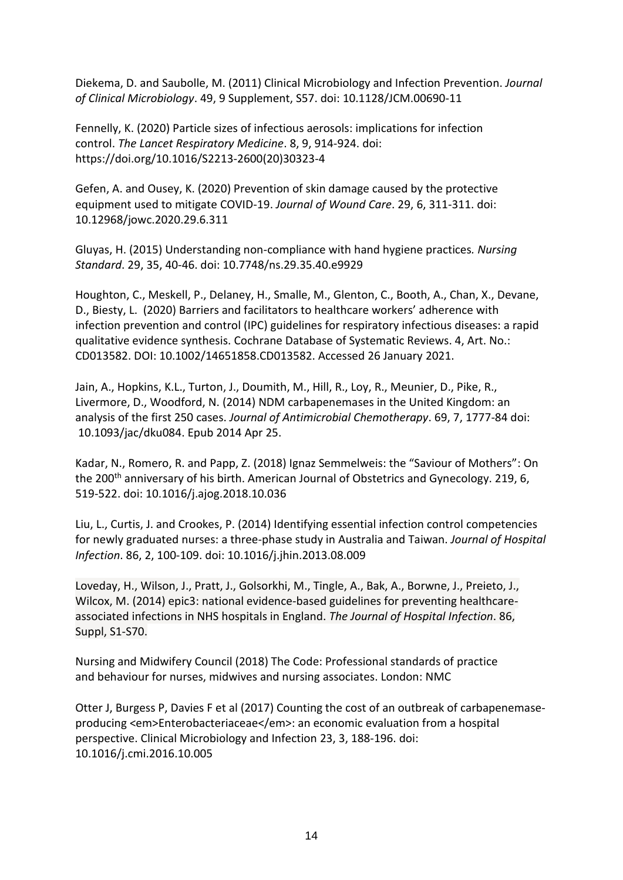Diekema, D. and Saubolle, M. (2011) Clinical Microbiology and Infection Prevention. *Journal of Clinical Microbiology*. 49, 9 Supplement, S57. doi: 10.1128/JCM.00690-11

Fennelly, K. (2020) Particle sizes of infectious aerosols: implications for infection control. *The Lancet Respiratory Medicine*. 8, 9, 914-924. doi: https://doi.org/10.1016/S2213-2600(20)30323-4

Gefen, A. and Ousey, K. (2020) Prevention of skin damage caused by the protective equipment used to mitigate COVID-19. *Journal of Wound Care*. 29, 6, 311-311. doi: 10.12968/jowc.2020.29.6.311

Gluyas, H. (2015) Understanding non-compliance with hand hygiene practices*. Nursing Standard*. 29, 35, 40-46. doi: 10.7748/ns.29.35.40.e9929

Houghton, C., Meskell, P., Delaney, H., Smalle, M., Glenton, C., Booth, A., Chan, X., Devane, D., Biesty, L. (2020) Barriers and facilitators to healthcare workers' adherence with infection prevention and control (IPC) guidelines for respiratory infectious diseases: a rapid qualitative evidence synthesis. Cochrane Database of Systematic Reviews. 4, Art. No.: CD013582. DOI: 10.1002/14651858.CD013582. Accessed 26 January 2021.

Jain, A., Hopkins, K.L., Turton, J., Doumith, M., Hill, R., Loy, R., Meunier, D., Pike, R., Livermore, D., Woodford, N. (2014) NDM carbapenemases in the United Kingdom: an analysis of the first 250 cases. *Journal of Antimicrobial Chemotherapy*. 69, 7, 1777-84 doi: 10.1093/jac/dku084. Epub 2014 Apr 25.

Kadar, N., Romero, R. and Papp, Z. (2018) Ignaz Semmelweis: the "Saviour of Mothers": On the 200th anniversary of his birth. American Journal of Obstetrics and Gynecology. 219, 6, 519-522. doi: 10.1016/j.ajog.2018.10.036

Liu, L., Curtis, J. and Crookes, P. (2014) Identifying essential infection control competencies for newly graduated nurses: a three-phase study in Australia and Taiwan. *Journal of Hospital Infection*. 86, 2, 100-109. doi: 10.1016/j.jhin.2013.08.009

Loveday, H., Wilson, J., Pratt, J., Golsorkhi, M., Tingle, A., Bak, A., Borwne, J., Preieto, J., Wilcox, M. (2014) epic3: national evidence-based guidelines for preventing healthcare-associated infections in NHS hospitals in England. *The Journal of Hospital Infection*. 86, Suppl, S1-S70.

Nursing and Midwifery Council (2018) The Code: Professional standards of practice and behaviour for nurses, midwives and nursing associates. London: NMC

Otter J, Burgess P, Davies F et al (2017) Counting the cost of an outbreak of carbapenemase-producing <em>Enterobacteriaceae</em>: an economic evaluation from a hospital perspective. Clinical Microbiology and Infection 23, 3, 188-196. doi: 10.1016/j.cmi.2016.10.005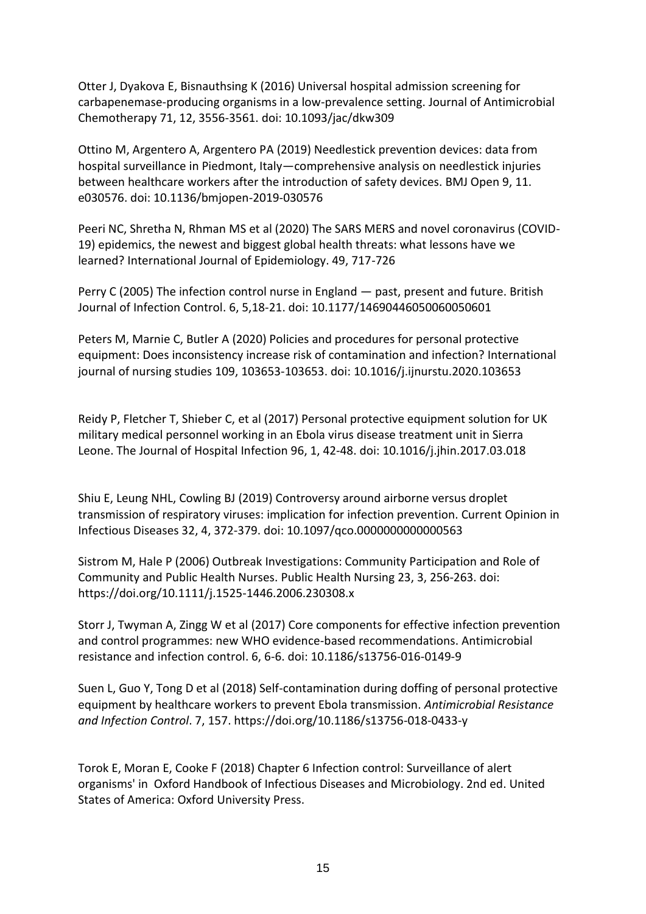Otter J, Dyakova E, Bisnauthsing K (2016) Universal hospital admission screening for carbapenemase-producing organisms in a low-prevalence setting. Journal of Antimicrobial Chemotherapy 71, 12, 3556-3561. doi: 10.1093/jac/dkw309

Ottino M, Argentero A, Argentero PA (2019) Needlestick prevention devices: data from hospital surveillance in Piedmont, Italy—comprehensive analysis on needlestick injuries between healthcare workers after the introduction of safety devices. BMJ Open 9, 11. e030576. doi: 10.1136/bmjopen-2019-030576

Peeri NC, Shretha N, Rhman MS et al (2020) The SARS MERS and novel coronavirus (COVID-19) epidemics, the newest and biggest global health threats: what lessons have we learned? International Journal of Epidemiology. 49, 717-726

Perry C (2005) The infection control nurse in England — past, present and future. British Journal of Infection Control. 6, 5,18-21. doi: 10.1177/14690446050060050601

Peters M, Marnie C, Butler A (2020) Policies and procedures for personal protective equipment: Does inconsistency increase risk of contamination and infection? International journal of nursing studies 109, 103653-103653. doi: 10.1016/j.ijnurstu.2020.103653

Reidy P, Fletcher T, Shieber C, et al (2017) Personal protective equipment solution for UK military medical personnel working in an Ebola virus disease treatment unit in Sierra Leone. The Journal of Hospital Infection 96, 1, 42-48. doi: 10.1016/j.jhin.2017.03.018

Shiu E, Leung NHL, Cowling BJ (2019) Controversy around airborne versus droplet transmission of respiratory viruses: implication for infection prevention. Current Opinion in Infectious Diseases 32, 4, 372-379. doi: 10.1097/qco.0000000000000563

Sistrom M, Hale P (2006) Outbreak Investigations: Community Participation and Role of Community and Public Health Nurses. Public Health Nursing 23, 3, 256-263. doi: https://doi.org/10.1111/j.1525-1446.2006.230308.x

Storr J, Twyman A, Zingg W et al (2017) Core components for effective infection prevention and control programmes: new WHO evidence-based recommendations. Antimicrobial resistance and infection control. 6, 6-6. doi: 10.1186/s13756-016-0149-9

Suen L, Guo Y, Tong D et al (2018) Self-contamination during doffing of personal protective equipment by healthcare workers to prevent Ebola transmission. *Antimicrobial Resistance and Infection Control*. 7, 157. https://doi.org/10.1186/s13756-018-0433-y

Torok E, Moran E, Cooke F (2018) Chapter 6 Infection control: Surveillance of alert organisms' in Oxford Handbook of Infectious Diseases and Microbiology. 2nd ed. United States of America: Oxford University Press.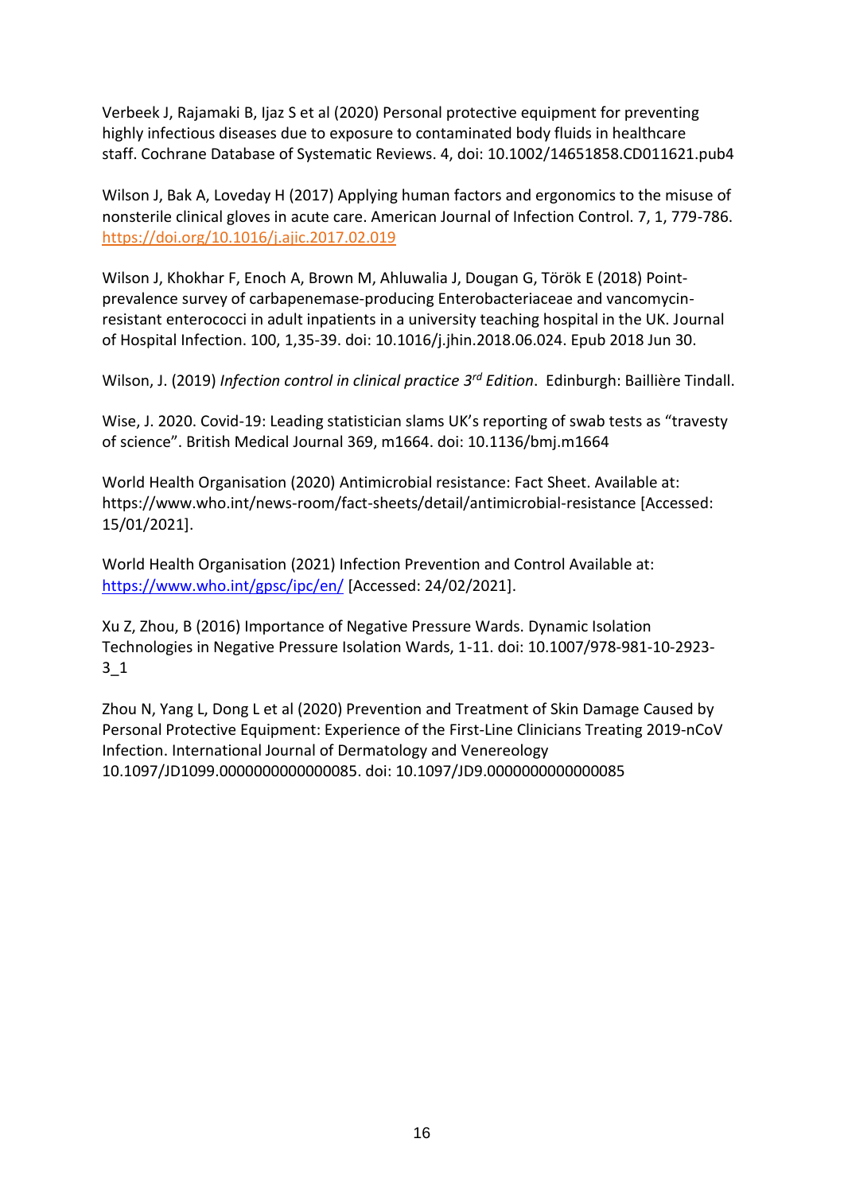Verbeek J, Rajamaki B, Ijaz S et al (2020) Personal protective equipment for preventing highly infectious diseases due to exposure to contaminated body fluids in healthcare staff. Cochrane Database of Systematic Reviews. 4, doi: 10.1002/14651858.CD011621.pub4

Wilson J, Bak A, Loveday H (2017) Applying human factors and ergonomics to the misuse of nonsterile clinical gloves in acute care. American Journal of Infection Control. 7, 1, 779-786. https://doi.org/10.1016/j.ajic.2017.02.019

Wilson J, Khokhar F, Enoch A, Brown M, Ahluwalia J, Dougan G, Török E (2018) Point-prevalence survey of carbapenemase-producing Enterobacteriaceae and vancomycin-resistant enterococci in adult inpatients in a university teaching hospital in the UK. Journal of Hospital Infection. 100, 1,35-39. doi: 10.1016/j.jhin.2018.06.024. Epub 2018 Jun 30.

Wilson, J. (2019) *Infection control in clinical practice 3rd Edition*. Edinburgh: Baillière Tindall.

Wise, J. 2020. Covid-19: Leading statistician slams UK's reporting of swab tests as "travesty of science". British Medical Journal 369, m1664. doi: 10.1136/bmj.m1664

World Health Organisation (2020) Antimicrobial resistance: Fact Sheet. Available at: https://www.who.int/news-room/fact-sheets/detail/antimicrobial-resistance [Accessed: 15/01/2021].

World Health Organisation (2021) Infection Prevention and Control Available at: https://www.who.int/gpsc/ipc/en/ [Accessed: 24/02/2021].

Xu Z, Zhou, B (2016) Importance of Negative Pressure Wards. Dynamic Isolation Technologies in Negative Pressure Isolation Wards, 1-11. doi: 10.1007/978-981-10-2923-3_1

Zhou N, Yang L, Dong L et al (2020) Prevention and Treatment of Skin Damage Caused by Personal Protective Equipment: Experience of the First-Line Clinicians Treating 2019-nCoV Infection. International Journal of Dermatology and Venereology 10.1097/JD1099.0000000000000085. doi: 10.1097/JD9.0000000000000085